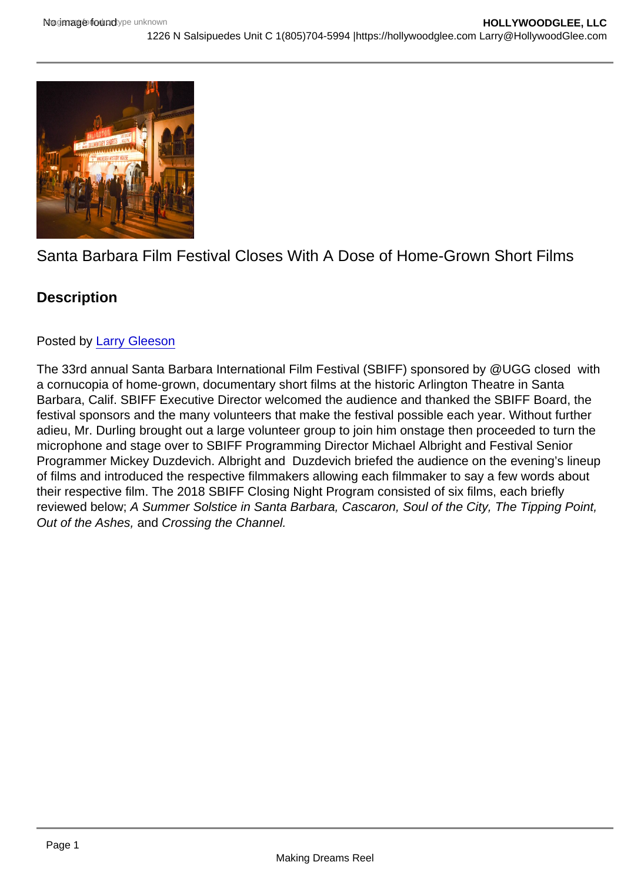Santa Barbara Film Festival Closes With A Dose of Home-Grown Short Films

## Description

Posted by Larry Gleeson

The 33rd annual Santa Barbara International Film Festival (SBIFF) sponsored by @UGG closed with a cornucopia of home-grown, documentary short films at the historic Arlington Theatre in Santa Barbara, Calif. SBIFF Executive Director welcomed the audience and thanked the SBIFF Board, the festival sponsors and the many volunteers that make the festival possible each year. Without further adieu, Mr. Durling brought out a large volunteer group to join him onstage then proceeded to turn the microphone and stage over to SBIFF Programming Director Michael Albright and Festival Senior Programmer Mickey Duzdevich. Albright and Duzdevich briefed the audience on the evening's lineup of films and introduced the respective filmmakers allowing each filmmaker to say a few words about their respective film. The 2018 SBIFF Closing Night Program consisted of six films, each briefly reviewed below; *A Summer Solstice in Santa Barbara, Cascaron, Soul of the City, The Tipping Point, Out of the Ashes,* and *Crossing the Channel.*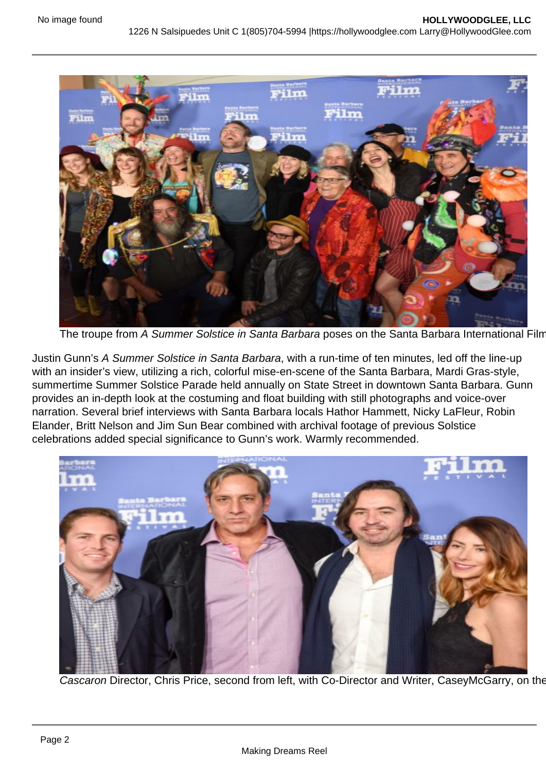The troupe from *A Summer Solstice in Santa Barbara* poses on the Santa Barbara International Film

Justin Gunn's *A Summer Solstice in Santa Barbara*, with a run-time of ten minutes, led off the line-up with an insider's view, utilizing a rich, colorful mise-en-scene of the Santa Barbara, Mardi Gras-style, summertime Summer Solstice Parade held annually on State Street in downtown Santa Barbara. Gunn provides an in-depth look at the costuming and float building with still photographs and voice-over narration. Several brief interviews with Santa Barbara locals Hathor Hammett, Nicky LaFleur, Robin Elander, Britt Nelson and Jim Sun Bear combined with archival footage of previous Solstice celebrations added special significance to Gunn's work. Warmly recommended.

*Cascaron* Director, Chris Price, second from left, with Co-Director and Writer, CaseyMcGarry, on the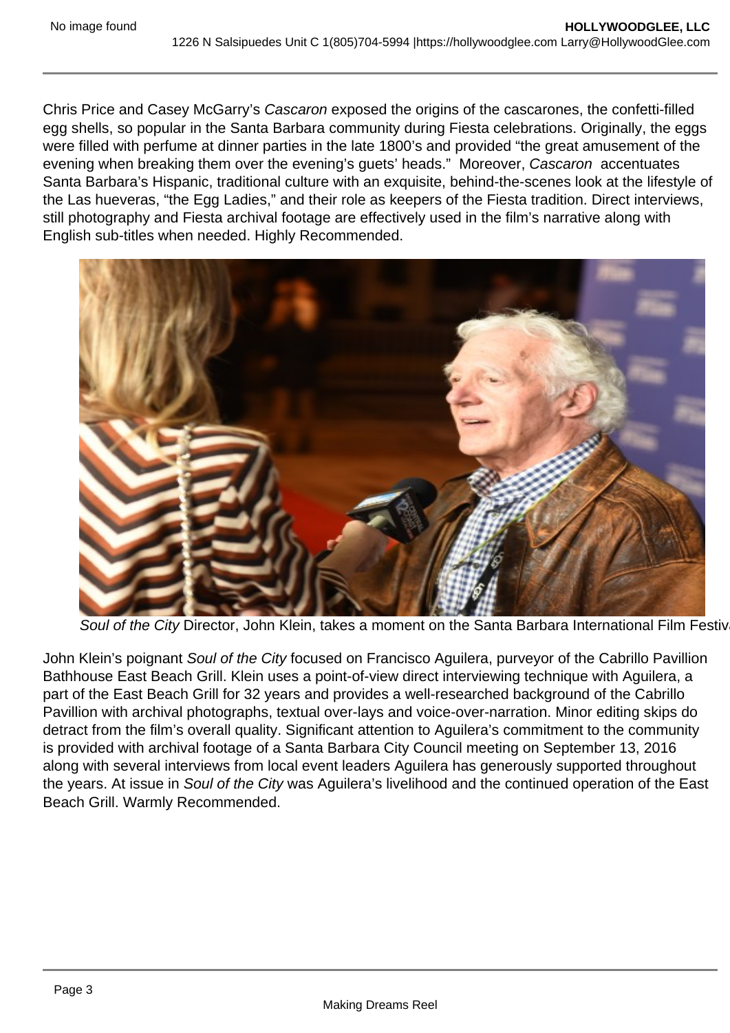Chris Price and Casey McGarry's *Cascaron* exposed the origins of the cascarones, the confetti-filled egg shells, so popular in the Santa Barbara community during Fiesta celebrations. Originally, the eggs were filled with perfume at dinner parties in the late 1800's and provided "the great amusement of the evening when breaking them over the evening's guets' heads." Moreover, *Cascaron* accentuates Santa Barbara's Hispanic, traditional culture with an exquisite, behind-the-scenes look at the lifestyle of the Las hueveras, "the Egg Ladies," and their role as keepers of the Fiesta tradition. Direct interviews, still photography and Fiesta archival footage are effectively used in the film's narrative along with English sub-titles when needed. Highly Recommended.

*Soul of the City* Director, John Klein, takes a moment on the Santa Barbara International Film Festiv

John Klein's poignant *Soul of the City* focused on Francisco Aguilera, purveyor of the Cabrillo Pavillion Bathhouse East Beach Grill. Klein uses a point-of-view direct interviewing technique with Aguilera, a part of the East Beach Grill for 32 years and provides a well-researched background of the Cabrillo Pavillion with archival photographs, textual over-lays and voice-over-narration. Minor editing skips do detract from the film's overall quality. Significant attention to Aguilera's commitment to the community is provided with archival footage of a Santa Barbara City Council meeting on September 13, 2016 along with several interviews from local event leaders Aguilera has generously supported throughout the years. At issue in *Soul of the City* was Aguilera's livelihood and the continued operation of the East Beach Grill. Warmly Recommended.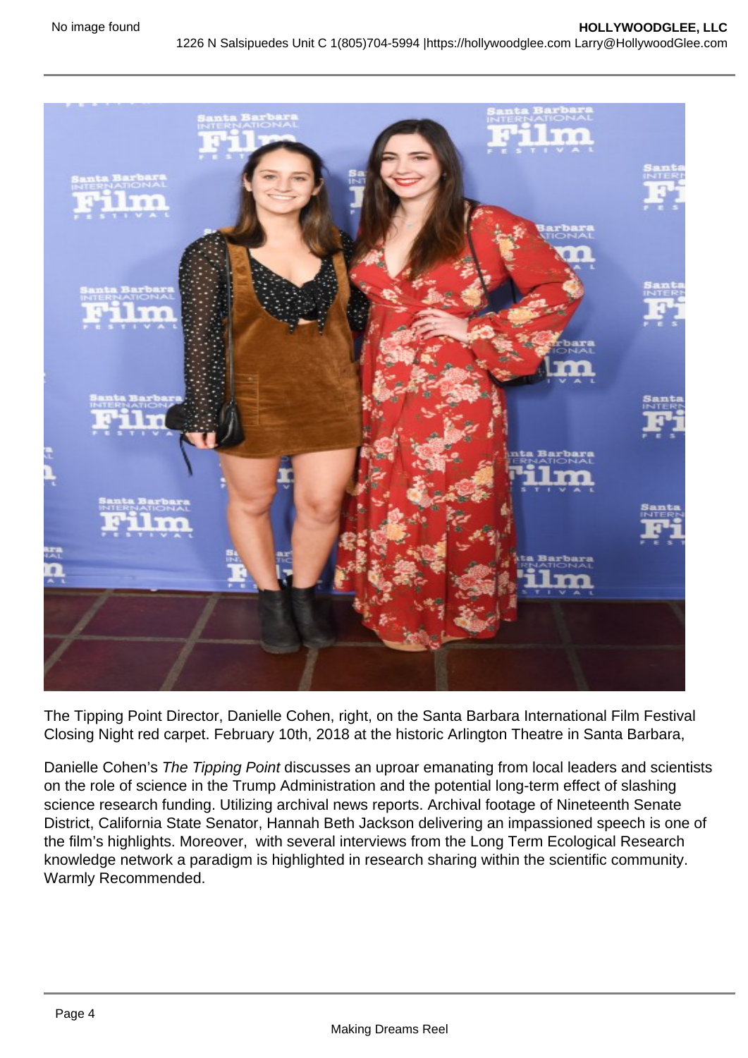The Tipping Point Director, Danielle Cohen, right, on the Santa Barbara International Film Festival Closing Night red carpet. February 10th, 2018 at the historic Arlington Theatre in Santa Barbara,

Danielle Cohen's *The Tipping Point* discusses an uproar emanating from local leaders and scientists on the role of science in the Trump Administration and the potential long-term effect of slashing science research funding. Utilizing archival news reports. Archival footage of Nineteenth Senate District, California State Senator, Hannah Beth Jackson delivering an impassioned speech is one of the film's highlights. Moreover, with several interviews from the Long Term Ecological Research knowledge network a paradigm is highlighted in research sharing within the scientific community. Warmly Recommended.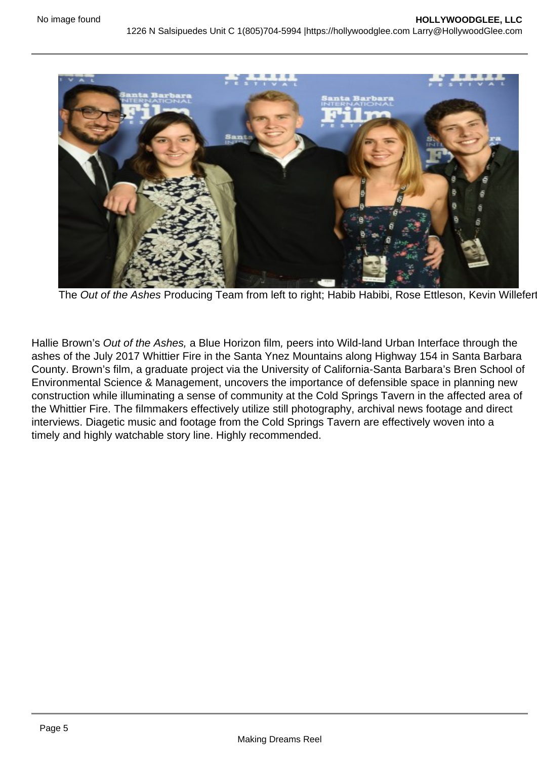The *Out of the Ashes* Producing Team from left to right; Habib Habibi, Rose Ettleson, Kevin Willefert

Hallie Brown's *Out of the Ashes,* a Blue Horizon film, peers into Wild-land Urban Interface through the ashes of the July 2017 Whittier Fire in the Santa Ynez Mountains along Highway 154 in Santa Barbara County. Brown's film, a graduate project via the University of California-Santa Barbara's Bren School of Environmental Science & Management, uncovers the importance of defensible space in planning new construction while illuminating a sense of community at the Cold Springs Tavern in the affected area of the Whittier Fire. The filmmakers effectively utilize still photography, archival news footage and direct interviews. Diagetic music and footage from the Cold Springs Tavern are effectively woven into a timely and highly watchable story line. Highly recommended.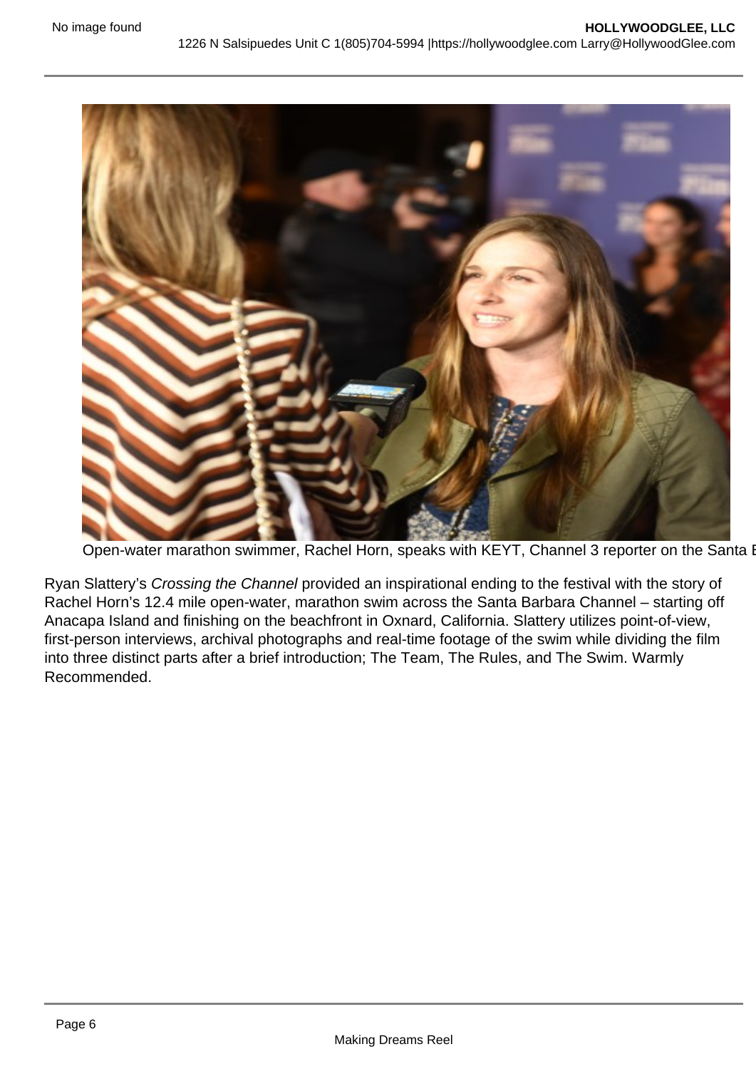Open-water marathon swimmer, Rachel Horn, speaks with KEYT, Channel 3 reporter on the Santa B

Ryan Slattery's *Crossing the Channel* provided an inspirational ending to the festival with the story of Rachel Horn's 12.4 mile open-water, marathon swim across the Santa Barbara Channel – starting off Anacapa Island and finishing on the beachfront in Oxnard, California. Slattery utilizes point-of-view, first-person interviews, archival photographs and real-time footage of the swim while dividing the film into three distinct parts after a brief introduction; The Team, The Rules, and The Swim. Warmly Recommended.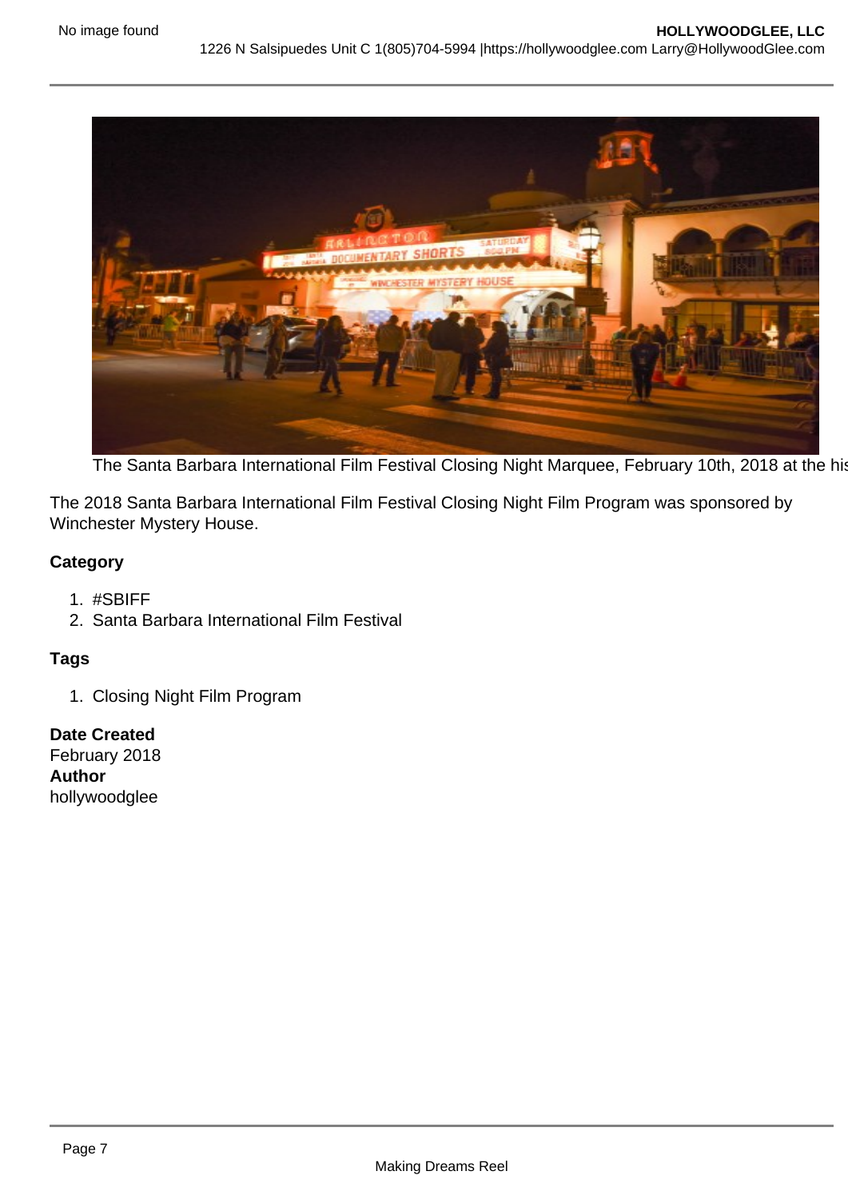The Santa Barbara International Film Festival Closing Night Marquee, February 10th, 2018 at the his

The 2018 Santa Barbara International Film Festival Closing Night Film Program was sponsored by Winchester Mystery House.

**Category**

1. #SBIFF
2. Santa Barbara International Film Festival

**Tags**

1. Closing Night Film Program

**Date Created**
February 2018
**Author**
hollywoodglee